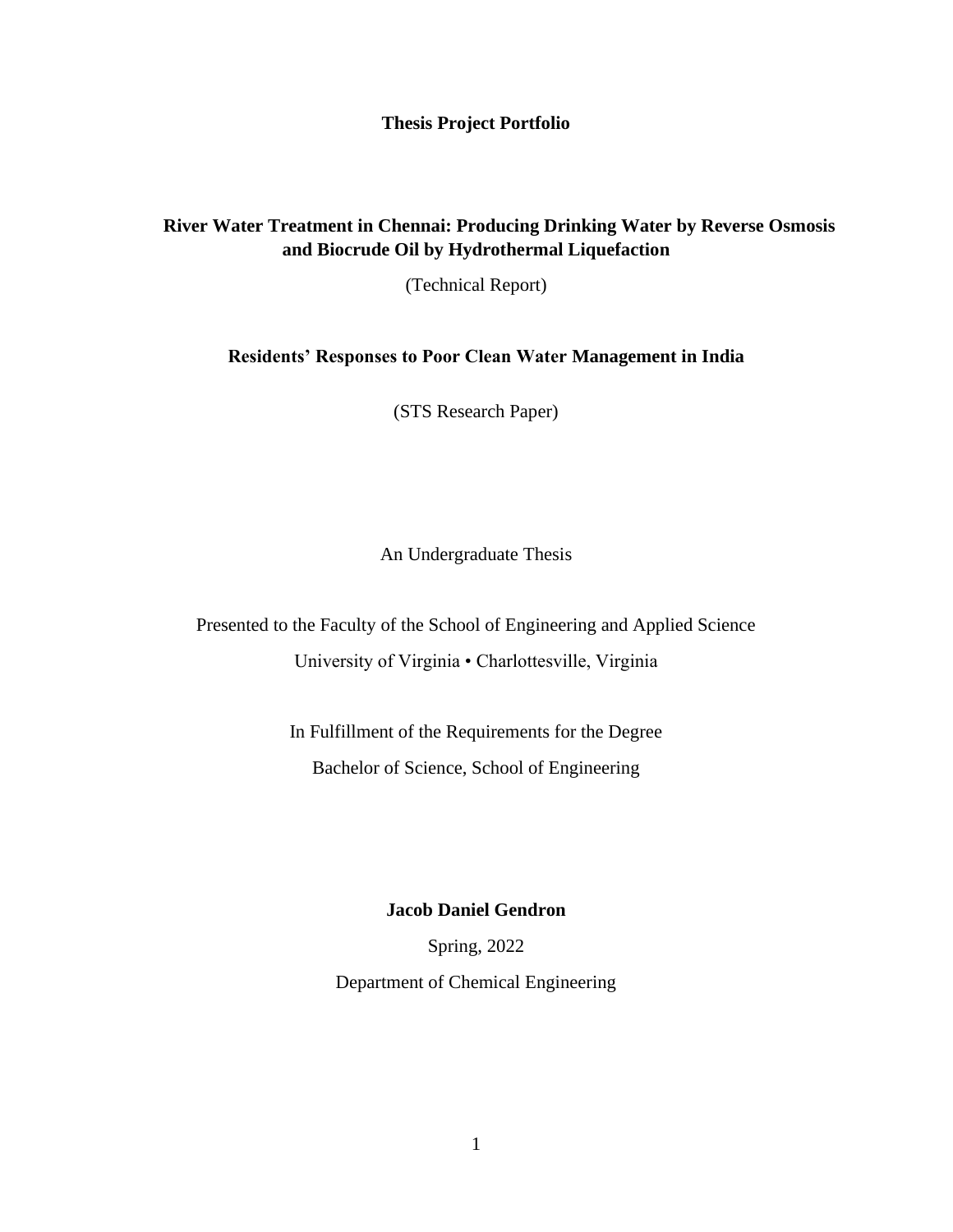**Thesis Project Portfolio**

**River Water Treatment in Chennai: Producing Drinking Water by Reverse Osmosis and Biocrude Oil by Hydrothermal Liquefaction**

(Technical Report)

**Residents' Responses to Poor Clean Water Management in India**

(STS Research Paper)

An Undergraduate Thesis

Presented to the Faculty of the School of Engineering and Applied Science

University of Virginia • Charlottesville, Virginia

In Fulfillment of the Requirements for the Degree

Bachelor of Science, School of Engineering

**Jacob Daniel Gendron**

Spring, 2022

Department of Chemical Engineering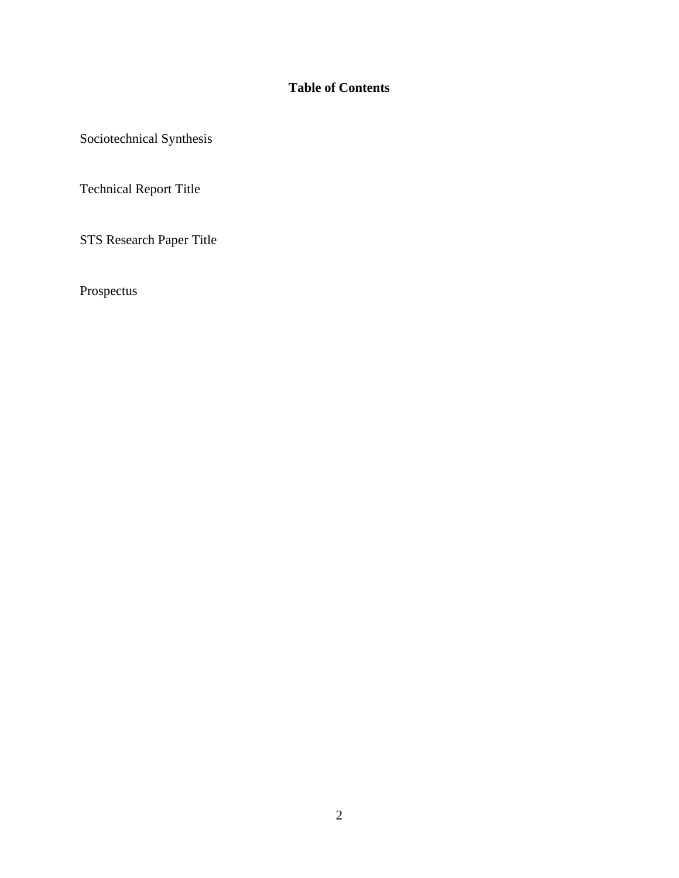**Table of Contents**

Sociotechnical Synthesis

Technical Report Title

STS Research Paper Title

Prospectus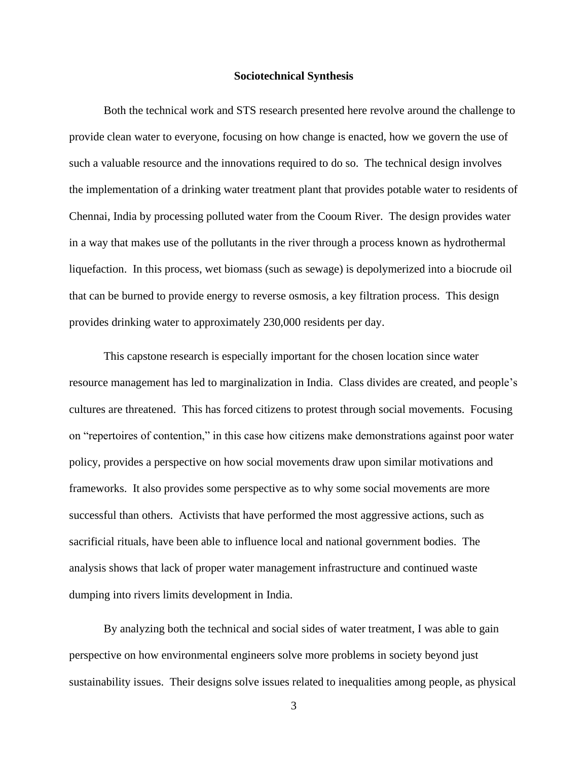## Sociotechnical Synthesis

Both the technical work and STS research presented here revolve around the challenge to provide clean water to everyone, focusing on how change is enacted, how we govern the use of such a valuable resource and the innovations required to do so. The technical design involves the implementation of a drinking water treatment plant that provides potable water to residents of Chennai, India by processing polluted water from the Cooum River. The design provides water in a way that makes use of the pollutants in the river through a process known as hydrothermal liquefaction. In this process, wet biomass (such as sewage) is depolymerized into a biocrude oil that can be burned to provide energy to reverse osmosis, a key filtration process. This design provides drinking water to approximately 230,000 residents per day.

This capstone research is especially important for the chosen location since water resource management has led to marginalization in India. Class divides are created, and people's cultures are threatened. This has forced citizens to protest through social movements. Focusing on "repertoires of contention," in this case how citizens make demonstrations against poor water policy, provides a perspective on how social movements draw upon similar motivations and frameworks. It also provides some perspective as to why some social movements are more successful than others. Activists that have performed the most aggressive actions, such as sacrificial rituals, have been able to influence local and national government bodies. The analysis shows that lack of proper water management infrastructure and continued waste dumping into rivers limits development in India.

By analyzing both the technical and social sides of water treatment, I was able to gain perspective on how environmental engineers solve more problems in society beyond just sustainability issues. Their designs solve issues related to inequalities among people, as physical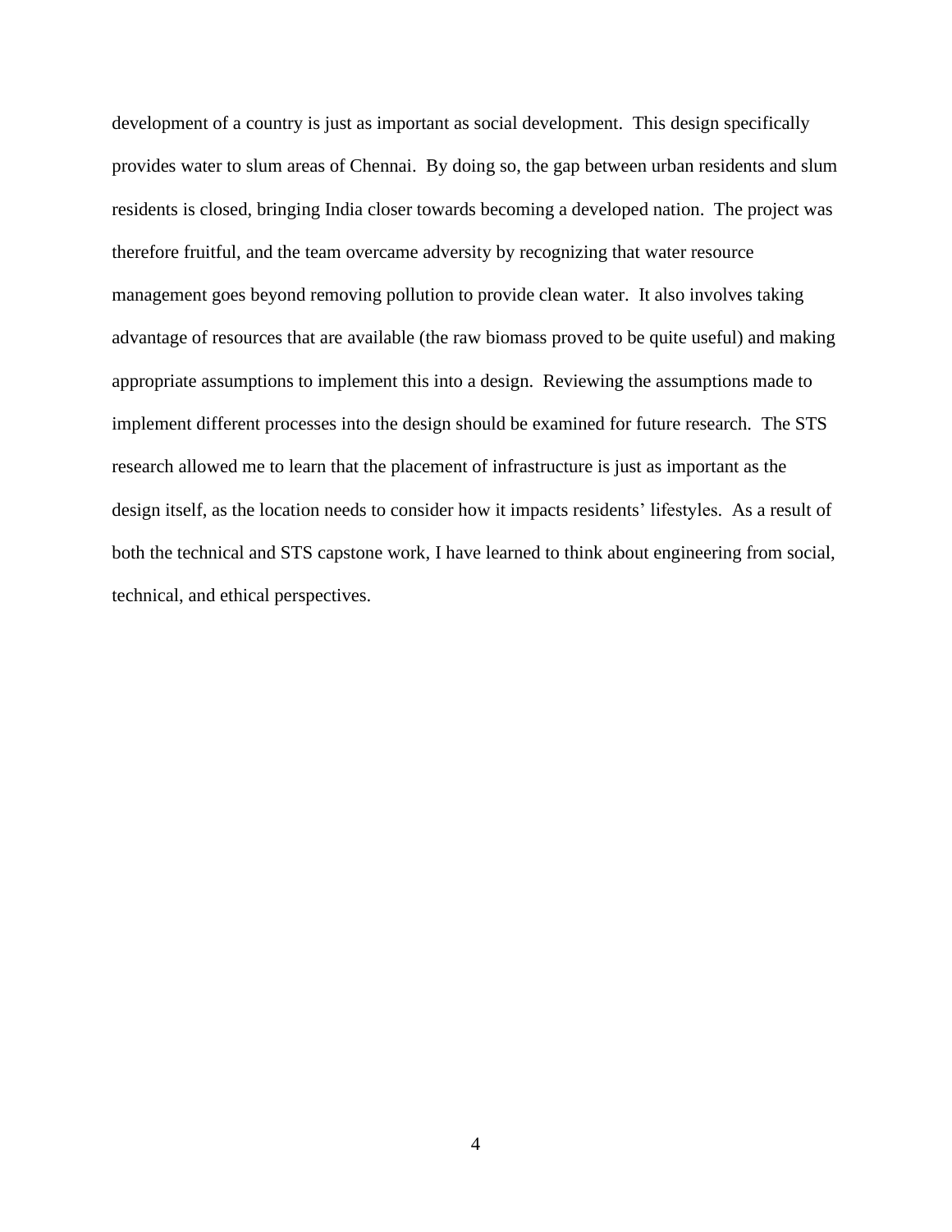development of a country is just as important as social development. This design specifically provides water to slum areas of Chennai. By doing so, the gap between urban residents and slum residents is closed, bringing India closer towards becoming a developed nation. The project was therefore fruitful, and the team overcame adversity by recognizing that water resource management goes beyond removing pollution to provide clean water. It also involves taking advantage of resources that are available (the raw biomass proved to be quite useful) and making appropriate assumptions to implement this into a design. Reviewing the assumptions made to implement different processes into the design should be examined for future research. The STS research allowed me to learn that the placement of infrastructure is just as important as the design itself, as the location needs to consider how it impacts residents' lifestyles. As a result of both the technical and STS capstone work, I have learned to think about engineering from social, technical, and ethical perspectives.